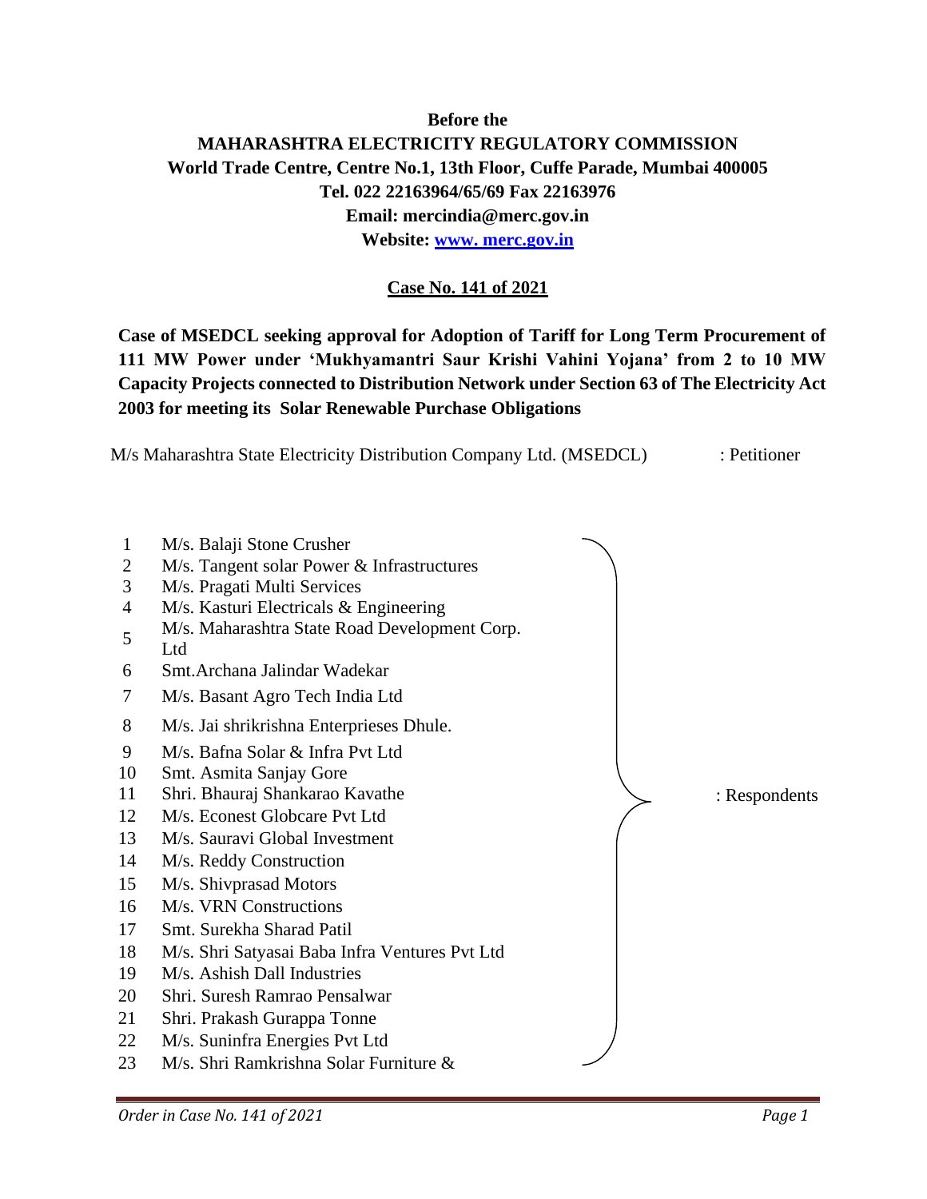**Before the**
**MAHARASHTRA ELECTRICITY REGULATORY COMMISSION**
**World Trade Centre, Centre No.1, 13th Floor, Cuffe Parade, Mumbai 400005**
**Tel. 022 22163964/65/69 Fax 22163976**
**Email: mercindia@merc.gov.in**
**Website: [www. merc.gov.in](http://www.merc.gov.in)**

**Case No. 141 of 2021**

**Case of MSEDCL seeking approval for Adoption of Tariff for Long Term Procurement of 111 MW Power under 'Mukhyamantri Saur Krishi Vahini Yojana' from 2 to 10 MW Capacity Projects connected to Distribution Network under Section 63 of The Electricity Act 2003 for meeting its Solar Renewable Purchase Obligations**

M/s Maharashtra State Electricity Distribution Company Ltd. (MSEDCL) : Petitioner

1. M/s. Balaji Stone Crusher
2. M/s. Tangent solar Power & Infrastructures
3. M/s. Pragati Multi Services
4. M/s. Kasturi Electricals & Engineering
5. M/s. Maharashtra State Road Development Corp. Ltd
6. Smt.Archana Jalindar Wadekar
7. M/s. Basant Agro Tech India Ltd
8. M/s. Jai shrikrishna Enterprieses Dhule.
9. M/s. Bafna Solar & Infra Pvt Ltd
10. Smt. Asmita Sanjay Gore
11. Shri. Bhauraj Shankarao Kavathe
12. M/s. Econest Globcare Pvt Ltd
13. M/s. Sauravi Global Investment
14. M/s. Reddy Construction
15. M/s. Shivprasad Motors
16. M/s. VRN Constructions
17. Smt. Surekha Sharad Patil
18. M/s. Shri Satyasai Baba Infra Ventures Pvt Ltd
19. M/s. Ashish Dall Industries
20. Shri. Suresh Ramrao Pensalwar
21. Shri. Prakash Gurappa Tonne
22. M/s. Suninfra Energies Pvt Ltd
23. M/s. Shri Ramkrishna Solar Furniture &

: Respondents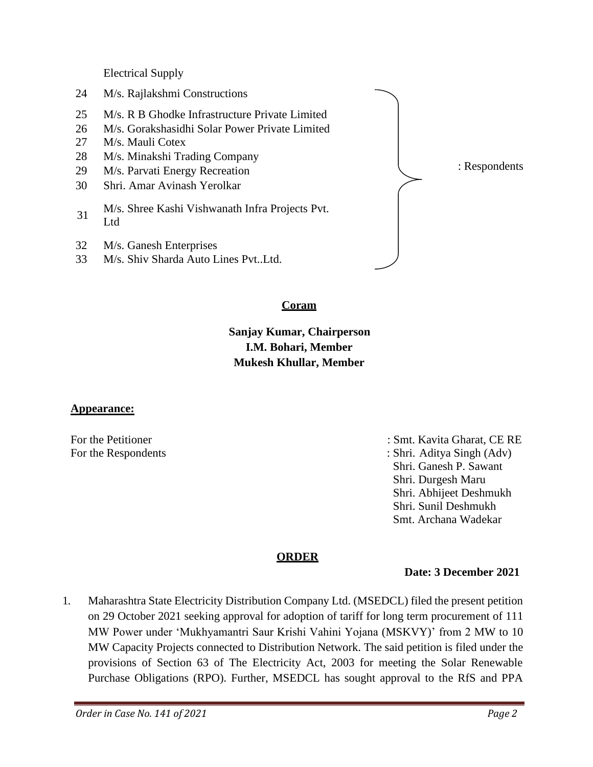Electrical Supply

| | | |
|---|---|---|
| 24 | M/s. Rajlakshmi Constructions | : Respondents |
| 25 | M/s. R B Ghodke Infrastructure Private Limited | |
| 26 | M/s. Gorakshasidhi Solar Power Private Limited | |
| 27 | M/s. Mauli Cotex | |
| 28 | M/s. Minakshi Trading Company | |
| 29 | M/s. Parvati Energy Recreation | |
| 30 | Shri. Amar Avinash Yerolkar | |
| 31 | M/s. Shree Kashi Vishwanath Infra Projects Pvt. Ltd | |
| 32 | M/s. Ganesh Enterprises | |
| 33 | M/s. Shiv Sharda Auto Lines Pvt..Ltd. | |

**Coram**

**Sanjay Kumar, Chairperson**
**I.M. Bohari, Member**
**Mukesh Khullar, Member**

**Appearance:**

For the Petitioner : Smt. Kavita Gharat, CE RE

For the Respondents : Shri. Aditya Singh (Adv)
Shri. Ganesh P. Sawant
Shri. Durgesh Maru
Shri. Abhijeet Deshmukh
Shri. Sunil Deshmukh
Smt. Archana Wadekar

**ORDER**

**Date: 3 December 2021**

1. Maharashtra State Electricity Distribution Company Ltd. (MSEDCL) filed the present petition on 29 October 2021 seeking approval for adoption of tariff for long term procurement of 111 MW Power under 'Mukhyamantri Saur Krishi Vahini Yojana (MSKVY)' from 2 MW to 10 MW Capacity Projects connected to Distribution Network. The said petition is filed under the provisions of Section 63 of The Electricity Act, 2003 for meeting the Solar Renewable Purchase Obligations (RPO). Further, MSEDCL has sought approval to the RfS and PPA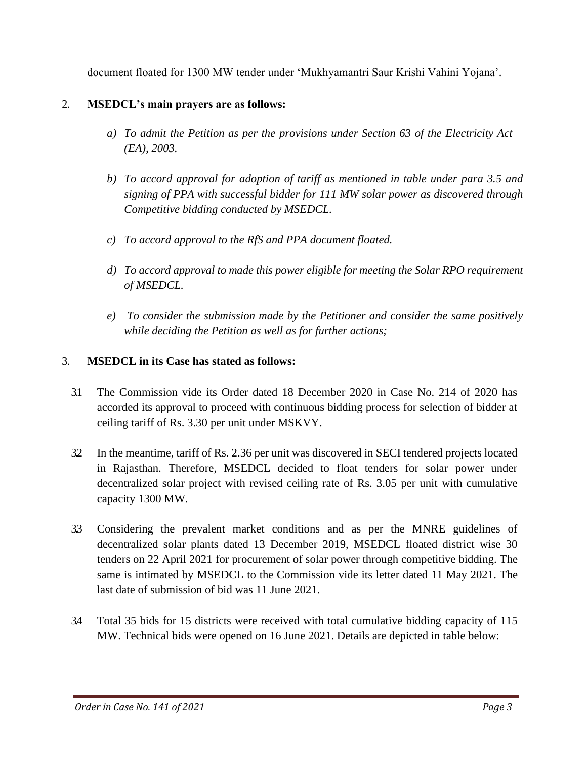document floated for 1300 MW tender under 'Mukhyamantri Saur Krishi Vahini Yojana'.

2. **MSEDCL's main prayers are as follows:**

   a) *To admit the Petition as per the provisions under Section 63 of the Electricity Act (EA), 2003.*

   b) *To accord approval for adoption of tariff as mentioned in table under para 3.5 and signing of PPA with successful bidder for 111 MW solar power as discovered through Competitive bidding conducted by MSEDCL.*

   c) *To accord approval to the RfS and PPA document floated.*

   d) *To accord approval to made this power eligible for meeting the Solar RPO requirement of MSEDCL.*

   e) *To consider the submission made by the Petitioner and consider the same positively while deciding the Petition as well as for further actions;*

3. **MSEDCL in its Case has stated as follows:**

   3.1 The Commission vide its Order dated 18 December 2020 in Case No. 214 of 2020 has accorded its approval to proceed with continuous bidding process for selection of bidder at ceiling tariff of Rs. 3.30 per unit under MSKVY.

   3.2 In the meantime, tariff of Rs. 2.36 per unit was discovered in SECI tendered projects located in Rajasthan. Therefore, MSEDCL decided to float tenders for solar power under decentralized solar project with revised ceiling rate of Rs. 3.05 per unit with cumulative capacity 1300 MW.

   3.3 Considering the prevalent market conditions and as per the MNRE guidelines of decentralized solar plants dated 13 December 2019, MSEDCL floated district wise 30 tenders on 22 April 2021 for procurement of solar power through competitive bidding. The same is intimated by MSEDCL to the Commission vide its letter dated 11 May 2021. The last date of submission of bid was 11 June 2021.

   3.4 Total 35 bids for 15 districts were received with total cumulative bidding capacity of 115 MW. Technical bids were opened on 16 June 2021. Details are depicted in table below: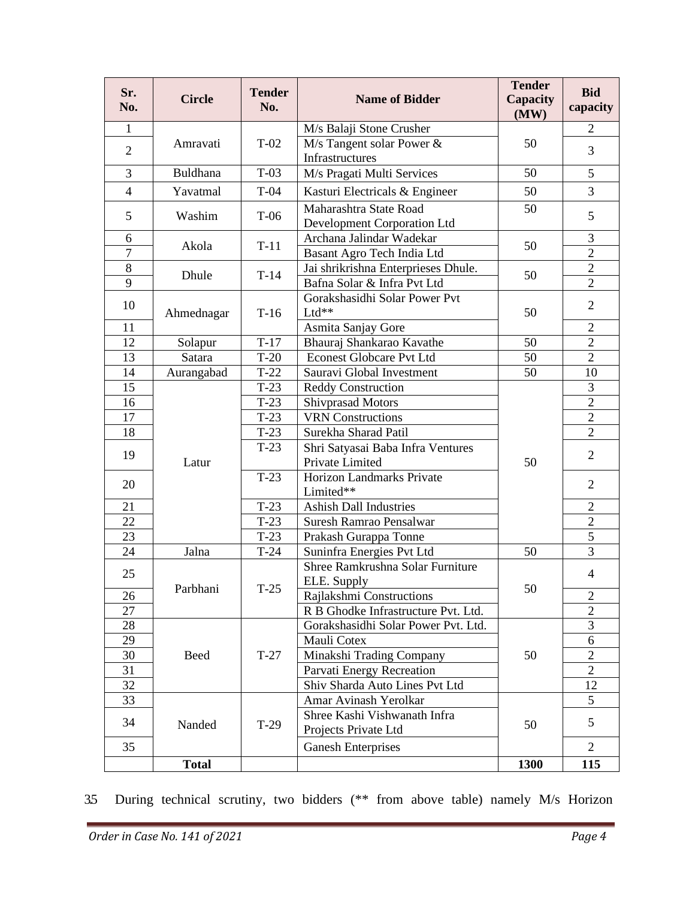| Sr. No. | Circle | Tender No. | Name of Bidder | Tender Capacity (MW) | Bid capacity |
|---|---|---|---|---|---|
| 1 | Amravati | T-02 | M/s Balaji Stone Crusher | 50 | 2 |
| 2 | | | M/s Tangent solar Power & Infrastructures | | 3 |
| 3 | Buldhana | T-03 | M/s Pragati Multi Services | 50 | 5 |
| 4 | Yavatmal | T-04 | Kasturi Electricals & Engineer | 50 | 3 |
| 5 | Washim | T-06 | Maharashtra State Road Development Corporation Ltd | 50 | 5 |
| 6 | Akola | T-11 | Archana Jalindar Wadekar | 50 | 3 |
| 7 | | | Basant Agro Tech India Ltd | | 2 |
| 8 | Dhule | T-14 | Jai shrikrishna Enterprieses Dhule. | 50 | 2 |
| 9 | | | Bafna Solar & Infra Pvt Ltd | | 2 |
| 10 | Ahmednagar | T-16 | Gorakshasidhi Solar Power Pvt Ltd** | 50 | 2 |
| 11 | | | Asmita Sanjay Gore | | 2 |
| 12 | Solapur | T-17 | Bhauraj Shankarao Kavathe | 50 | 2 |
| 13 | Satara | T-20 | Econest Globcare Pvt Ltd | 50 | 2 |
| 14 | Aurangabad | T-22 | Sauravi Global Investment | 50 | 10 |
| 15 | Latur | T-23 | Reddy Construction | 50 | 3 |
| 16 | | T-23 | Shivprasad Motors | | 2 |
| 17 | | T-23 | VRN Constructions | | 2 |
| 18 | | T-23 | Surekha Sharad Patil | | 2 |
| 19 | | T-23 | Shri Satyasai Baba Infra Ventures Private Limited | | 2 |
| 20 | | T-23 | Horizon Landmarks Private Limited** | | 2 |
| 21 | | T-23 | Ashish Dall Industries | | 2 |
| 22 | | T-23 | Suresh Ramrao Pensalwar | | 2 |
| 23 | | T-23 | Prakash Gurappa Tonne | | 5 |
| 24 | Jalna | T-24 | Suninfra Energies Pvt Ltd | 50 | 3 |
| 25 | Parbhani | T-25 | Shree Ramkrushna Solar Furniture ELE. Supply | 50 | 4 |
| 26 | | | Rajlakshmi Constructions | | 2 |
| 27 | | | R B Ghodke Infrastructure Pvt. Ltd. | | 2 |
| 28 | Beed | T-27 | Gorakshasidhi Solar Power Pvt. Ltd. | 50 | 3 |
| 29 | | | Mauli Cotex | | 6 |
| 30 | | | Minakshi Trading Company | | 2 |
| 31 | | | Parvati Energy Recreation | | 2 |
| 32 | | | Shiv Sharda Auto Lines Pvt Ltd | | 12 |
| 33 | Nanded | T-29 | Amar Avinash Yerolkar | 50 | 5 |
| 34 | | | Shree Kashi Vishwanath Infra Projects Private Ltd | | 5 |
| 35 | | | Ganesh Enterprises | | 2 |
| | **Total** | | | **1300** | **115** |

3.5 During technical scrutiny, two bidders (** from above table) namely M/s Horizon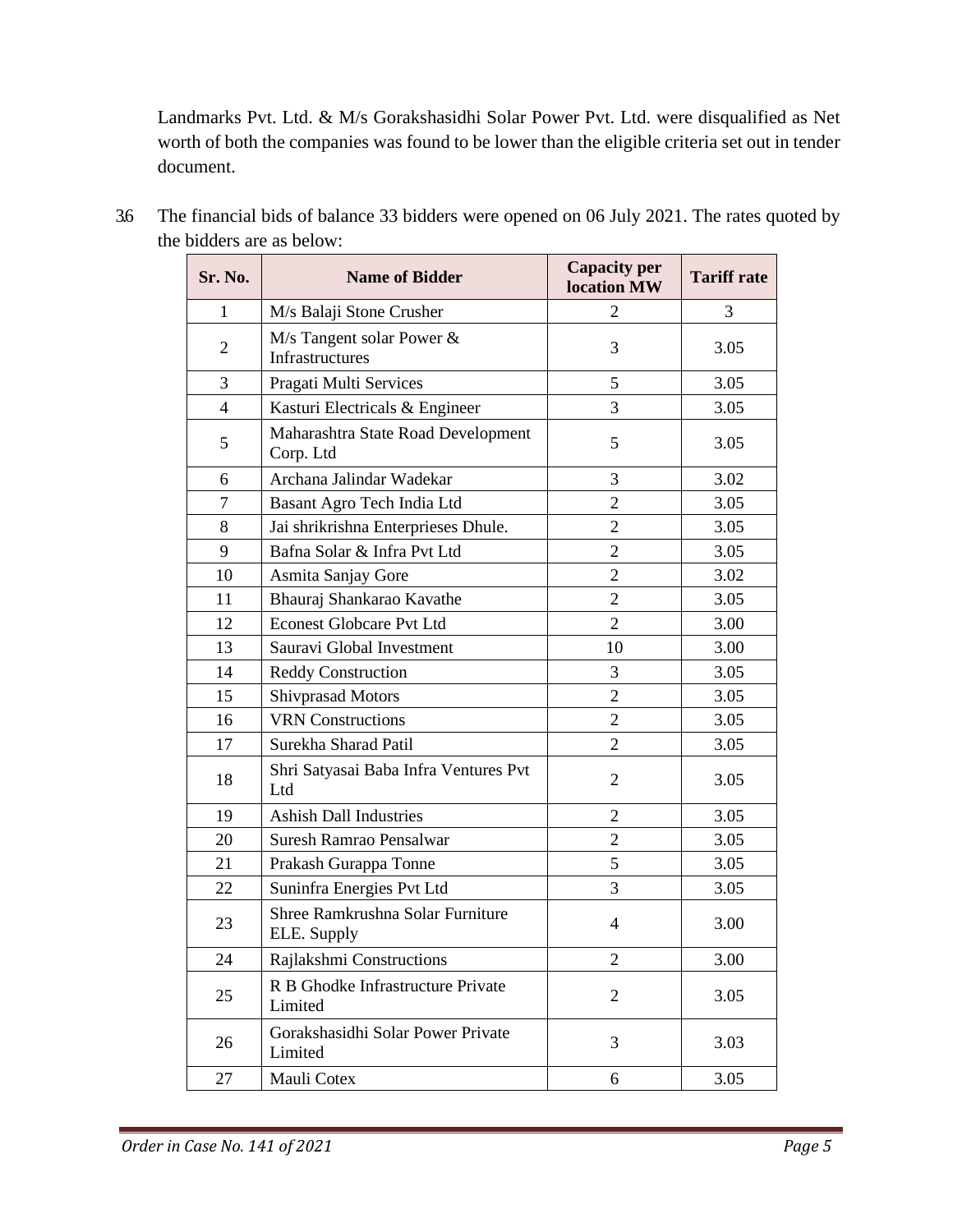Landmarks Pvt. Ltd. & M/s Gorakshasidhi Solar Power Pvt. Ltd. were disqualified as Net worth of both the companies was found to be lower than the eligible criteria set out in tender document.

3.6 The financial bids of balance 33 bidders were opened on 06 July 2021. The rates quoted by the bidders are as below:

| Sr. No. | Name of Bidder | Capacity per location MW | Tariff rate |
|---|---|---|---|
| 1 | M/s Balaji Stone Crusher | 2 | 3 |
| 2 | M/s Tangent solar Power & Infrastructures | 3 | 3.05 |
| 3 | Pragati Multi Services | 5 | 3.05 |
| 4 | Kasturi Electricals & Engineer | 3 | 3.05 |
| 5 | Maharashtra State Road Development Corp. Ltd | 5 | 3.05 |
| 6 | Archana Jalindar Wadekar | 3 | 3.02 |
| 7 | Basant Agro Tech India Ltd | 2 | 3.05 |
| 8 | Jai shrikrishna Enterprieses Dhule. | 2 | 3.05 |
| 9 | Bafna Solar & Infra Pvt Ltd | 2 | 3.05 |
| 10 | Asmita Sanjay Gore | 2 | 3.02 |
| 11 | Bhauraj Shankarao Kavathe | 2 | 3.05 |
| 12 | Econest Globcare Pvt Ltd | 2 | 3.00 |
| 13 | Sauravi Global Investment | 10 | 3.00 |
| 14 | Reddy Construction | 3 | 3.05 |
| 15 | Shivprasad Motors | 2 | 3.05 |
| 16 | VRN Constructions | 2 | 3.05 |
| 17 | Surekha Sharad Patil | 2 | 3.05 |
| 18 | Shri Satyasai Baba Infra Ventures Pvt Ltd | 2 | 3.05 |
| 19 | Ashish Dall Industries | 2 | 3.05 |
| 20 | Suresh Ramrao Pensalwar | 2 | 3.05 |
| 21 | Prakash Gurappa Tonne | 5 | 3.05 |
| 22 | Suninfra Energies Pvt Ltd | 3 | 3.05 |
| 23 | Shree Ramkrushna Solar Furniture ELE. Supply | 4 | 3.00 |
| 24 | Rajlakshmi Constructions | 2 | 3.00 |
| 25 | R B Ghodke Infrastructure Private Limited | 2 | 3.05 |
| 26 | Gorakshasidhi Solar Power Private Limited | 3 | 3.03 |
| 27 | Mauli Cotex | 6 | 3.05 |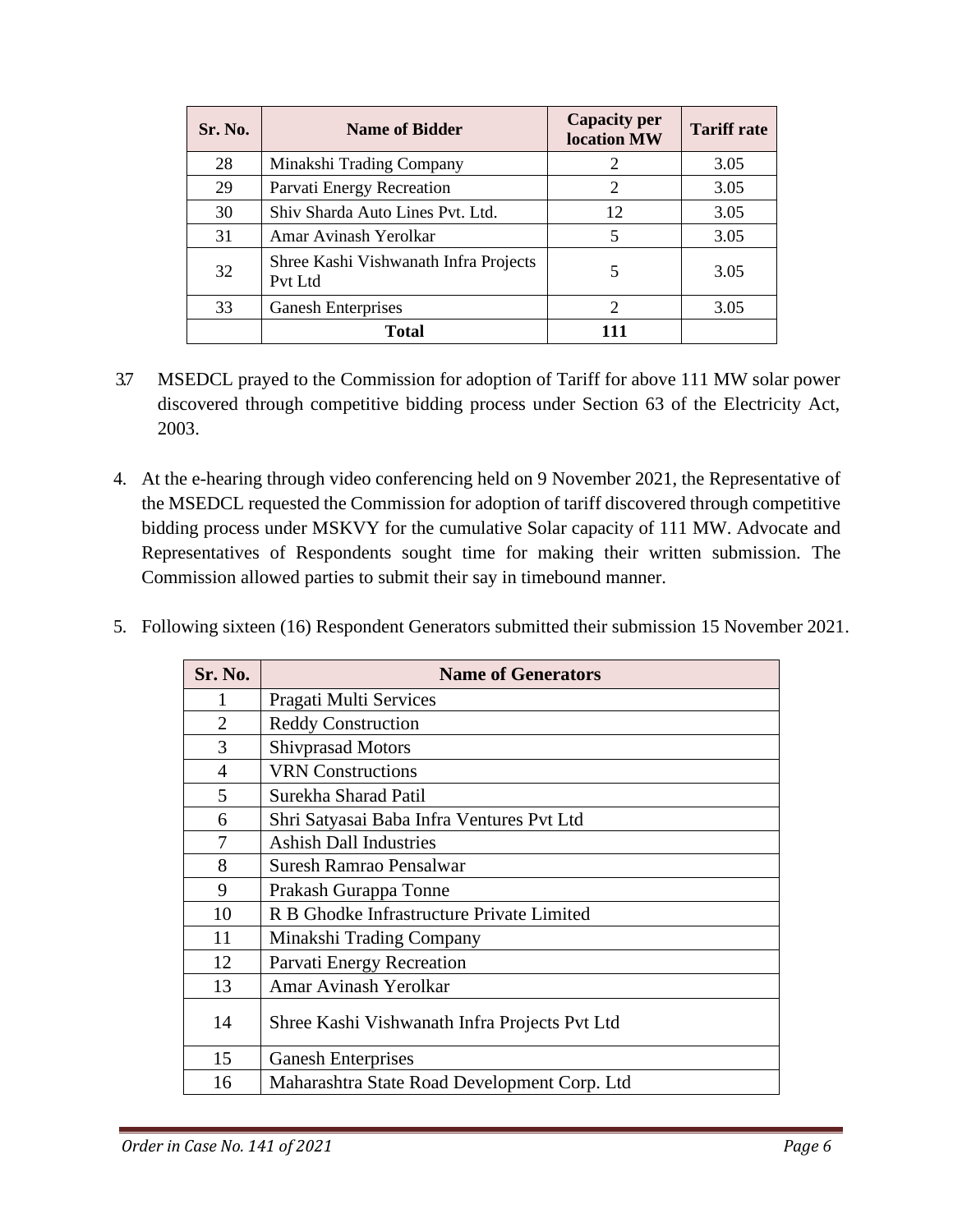| Sr. No. | Name of Bidder | Capacity per location MW | Tariff rate |
|---|---|---|---|
| 28 | Minakshi Trading Company | 2 | 3.05 |
| 29 | Parvati Energy Recreation | 2 | 3.05 |
| 30 | Shiv Sharda Auto Lines Pvt. Ltd. | 12 | 3.05 |
| 31 | Amar Avinash Yerolkar | 5 | 3.05 |
| 32 | Shree Kashi Vishwanath Infra Projects Pvt Ltd | 5 | 3.05 |
| 33 | Ganesh Enterprises | 2 | 3.05 |
| | **Total** | **111** | |

3.7 MSEDCL prayed to the Commission for adoption of Tariff for above 111 MW solar power discovered through competitive bidding process under Section 63 of the Electricity Act, 2003.

4. At the e-hearing through video conferencing held on 9 November 2021, the Representative of the MSEDCL requested the Commission for adoption of tariff discovered through competitive bidding process under MSKVY for the cumulative Solar capacity of 111 MW. Advocate and Representatives of Respondents sought time for making their written submission. The Commission allowed parties to submit their say in timebound manner.

5. Following sixteen (16) Respondent Generators submitted their submission 15 November 2021.

| Sr. No. | Name of Generators |
|---|---|
| 1 | Pragati Multi Services |
| 2 | Reddy Construction |
| 3 | Shivprasad Motors |
| 4 | VRN Constructions |
| 5 | Surekha Sharad Patil |
| 6 | Shri Satyasai Baba Infra Ventures Pvt Ltd |
| 7 | Ashish Dall Industries |
| 8 | Suresh Ramrao Pensalwar |
| 9 | Prakash Gurappa Tonne |
| 10 | R B Ghodke Infrastructure Private Limited |
| 11 | Minakshi Trading Company |
| 12 | Parvati Energy Recreation |
| 13 | Amar Avinash Yerolkar |
| 14 | Shree Kashi Vishwanath Infra Projects Pvt Ltd |
| 15 | Ganesh Enterprises |
| 16 | Maharashtra State Road Development Corp. Ltd |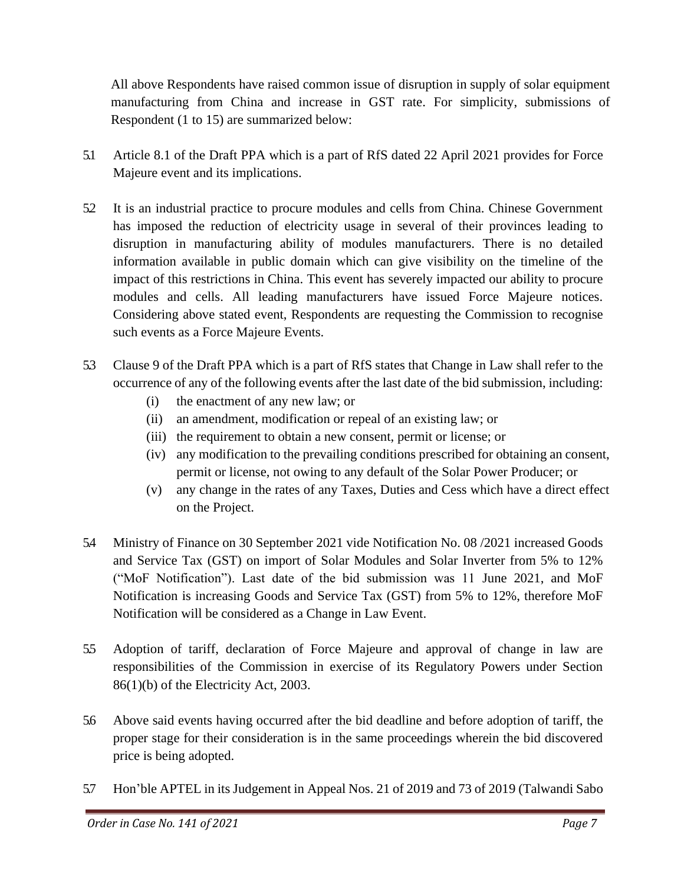All above Respondents have raised common issue of disruption in supply of solar equipment manufacturing from China and increase in GST rate. For simplicity, submissions of Respondent (1 to 15) are summarized below:

5.1 Article 8.1 of the Draft PPA which is a part of RfS dated 22 April 2021 provides for Force Majeure event and its implications.

5.2 It is an industrial practice to procure modules and cells from China. Chinese Government has imposed the reduction of electricity usage in several of their provinces leading to disruption in manufacturing ability of modules manufacturers. There is no detailed information available in public domain which can give visibility on the timeline of the impact of this restrictions in China. This event has severely impacted our ability to procure modules and cells. All leading manufacturers have issued Force Majeure notices. Considering above stated event, Respondents are requesting the Commission to recognise such events as a Force Majeure Events.

5.3 Clause 9 of the Draft PPA which is a part of RfS states that Change in Law shall refer to the occurrence of any of the following events after the last date of the bid submission, including:

   (i) the enactment of any new law; or
   (ii) an amendment, modification or repeal of an existing law; or
   (iii) the requirement to obtain a new consent, permit or license; or
   (iv) any modification to the prevailing conditions prescribed for obtaining an consent, permit or license, not owing to any default of the Solar Power Producer; or
   (v) any change in the rates of any Taxes, Duties and Cess which have a direct effect on the Project.

5.4 Ministry of Finance on 30 September 2021 vide Notification No. 08 /2021 increased Goods and Service Tax (GST) on import of Solar Modules and Solar Inverter from 5% to 12% ("MoF Notification"). Last date of the bid submission was 11 June 2021, and MoF Notification is increasing Goods and Service Tax (GST) from 5% to 12%, therefore MoF Notification will be considered as a Change in Law Event.

5.5 Adoption of tariff, declaration of Force Majeure and approval of change in law are responsibilities of the Commission in exercise of its Regulatory Powers under Section 86(1)(b) of the Electricity Act, 2003.

5.6 Above said events having occurred after the bid deadline and before adoption of tariff, the proper stage for their consideration is in the same proceedings wherein the bid discovered price is being adopted.

5.7 Hon'ble APTEL in its Judgement in Appeal Nos. 21 of 2019 and 73 of 2019 (Talwandi Sabo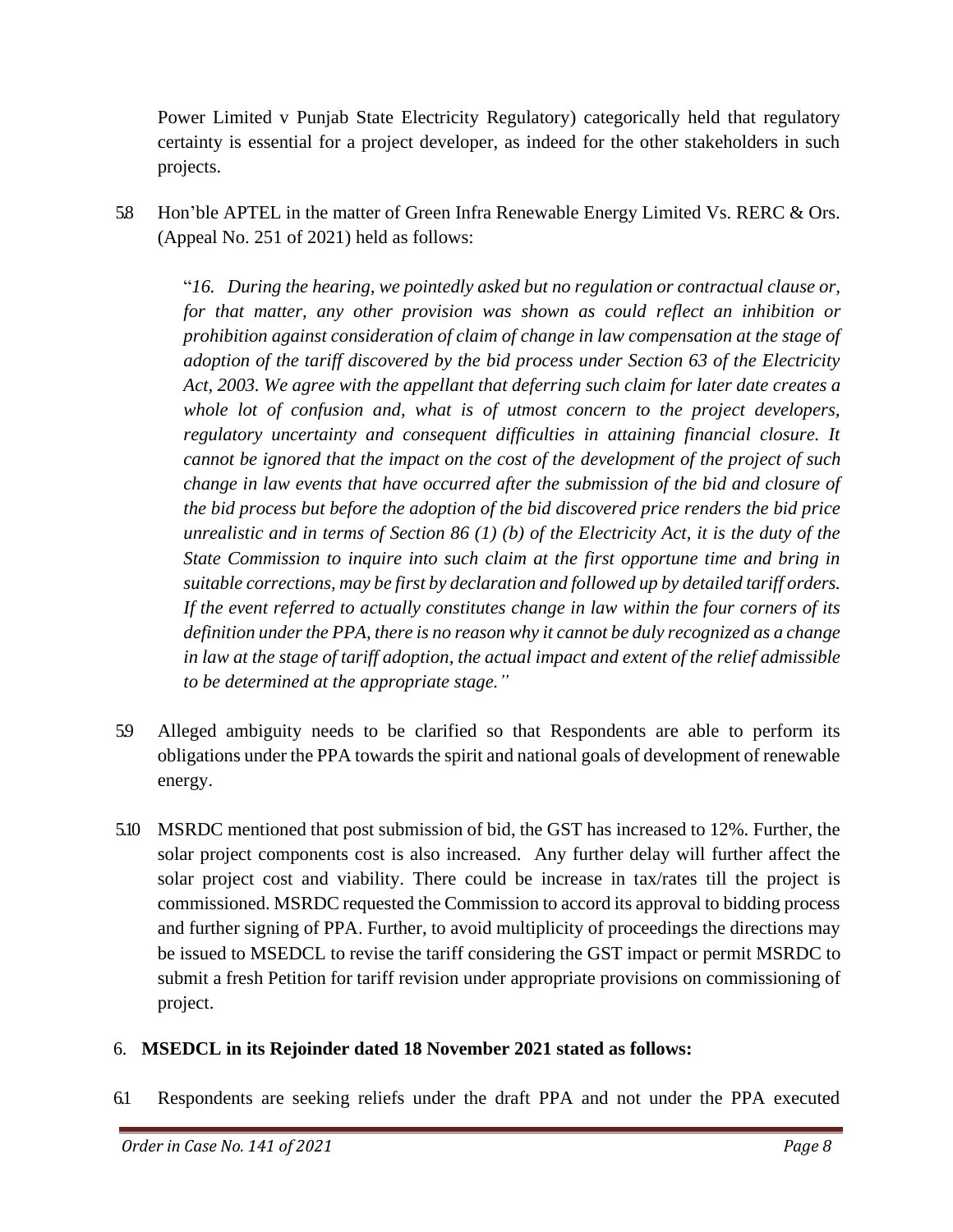Power Limited v Punjab State Electricity Regulatory) categorically held that regulatory certainty is essential for a project developer, as indeed for the other stakeholders in such projects.

5.8 Hon'ble APTEL in the matter of Green Infra Renewable Energy Limited Vs. RERC & Ors. (Appeal No. 251 of 2021) held as follows:

> "*16. During the hearing, we pointedly asked but no regulation or contractual clause or, for that matter, any other provision was shown as could reflect an inhibition or prohibition against consideration of claim of change in law compensation at the stage of adoption of the tariff discovered by the bid process under Section 63 of the Electricity Act, 2003. We agree with the appellant that deferring such claim for later date creates a whole lot of confusion and, what is of utmost concern to the project developers, regulatory uncertainty and consequent difficulties in attaining financial closure. It cannot be ignored that the impact on the cost of the development of the project of such change in law events that have occurred after the submission of the bid and closure of the bid process but before the adoption of the bid discovered price renders the bid price unrealistic and in terms of Section 86 (1) (b) of the Electricity Act, it is the duty of the State Commission to inquire into such claim at the first opportune time and bring in suitable corrections, may be first by declaration and followed up by detailed tariff orders. If the event referred to actually constitutes change in law within the four corners of its definition under the PPA, there is no reason why it cannot be duly recognized as a change in law at the stage of tariff adoption, the actual impact and extent of the relief admissible to be determined at the appropriate stage.*"

5.9 Alleged ambiguity needs to be clarified so that Respondents are able to perform its obligations under the PPA towards the spirit and national goals of development of renewable energy.

5.10 MSRDC mentioned that post submission of bid, the GST has increased to 12%. Further, the solar project components cost is also increased. Any further delay will further affect the solar project cost and viability. There could be increase in tax/rates till the project is commissioned. MSRDC requested the Commission to accord its approval to bidding process and further signing of PPA. Further, to avoid multiplicity of proceedings the directions may be issued to MSEDCL to revise the tariff considering the GST impact or permit MSRDC to submit a fresh Petition for tariff revision under appropriate provisions on commissioning of project.

6. **MSEDCL in its Rejoinder dated 18 November 2021 stated as follows:**

6.1 Respondents are seeking reliefs under the draft PPA and not under the PPA executed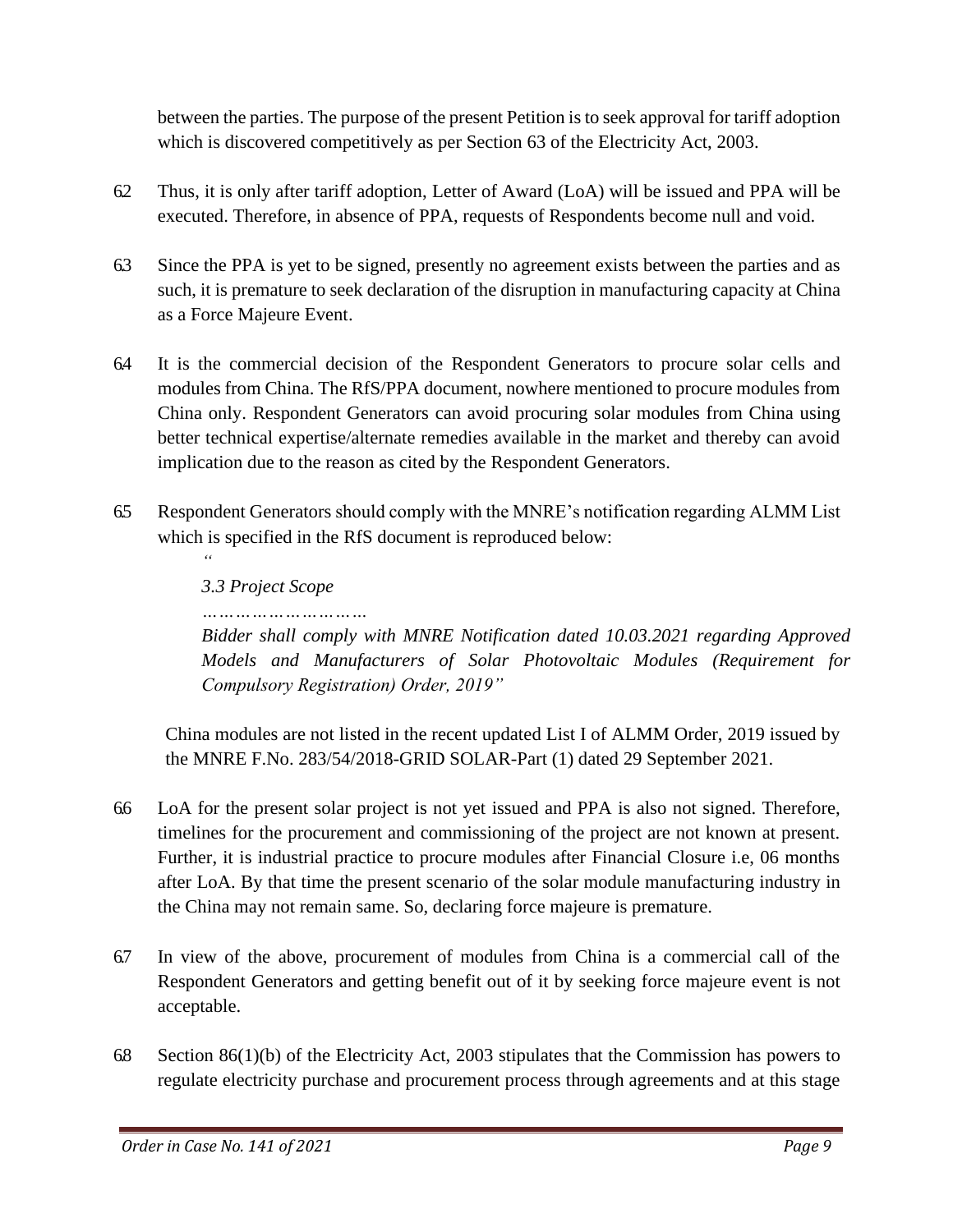between the parties. The purpose of the present Petition is to seek approval for tariff adoption which is discovered competitively as per Section 63 of the Electricity Act, 2003.

6.2 Thus, it is only after tariff adoption, Letter of Award (LoA) will be issued and PPA will be executed. Therefore, in absence of PPA, requests of Respondents become null and void.

6.3 Since the PPA is yet to be signed, presently no agreement exists between the parties and as such, it is premature to seek declaration of the disruption in manufacturing capacity at China as a Force Majeure Event.

6.4 It is the commercial decision of the Respondent Generators to procure solar cells and modules from China. The RfS/PPA document, nowhere mentioned to procure modules from China only. Respondent Generators can avoid procuring solar modules from China using better technical expertise/alternate remedies available in the market and thereby can avoid implication due to the reason as cited by the Respondent Generators.

6.5 Respondent Generators should comply with the MNRE's notification regarding ALMM List which is specified in the RfS document is reproduced below:

> *"*
>
> *3.3 Project Scope*
>
> *…………………………*
>
> *Bidder shall comply with MNRE Notification dated 10.03.2021 regarding Approved Models and Manufacturers of Solar Photovoltaic Modules (Requirement for Compulsory Registration) Order, 2019"*

China modules are not listed in the recent updated List I of ALMM Order, 2019 issued by the MNRE F.No. 283/54/2018-GRID SOLAR-Part (1) dated 29 September 2021.

6.6 LoA for the present solar project is not yet issued and PPA is also not signed. Therefore, timelines for the procurement and commissioning of the project are not known at present. Further, it is industrial practice to procure modules after Financial Closure i.e, 06 months after LoA. By that time the present scenario of the solar module manufacturing industry in the China may not remain same. So, declaring force majeure is premature.

6.7 In view of the above, procurement of modules from China is a commercial call of the Respondent Generators and getting benefit out of it by seeking force majeure event is not acceptable.

6.8 Section 86(1)(b) of the Electricity Act, 2003 stipulates that the Commission has powers to regulate electricity purchase and procurement process through agreements and at this stage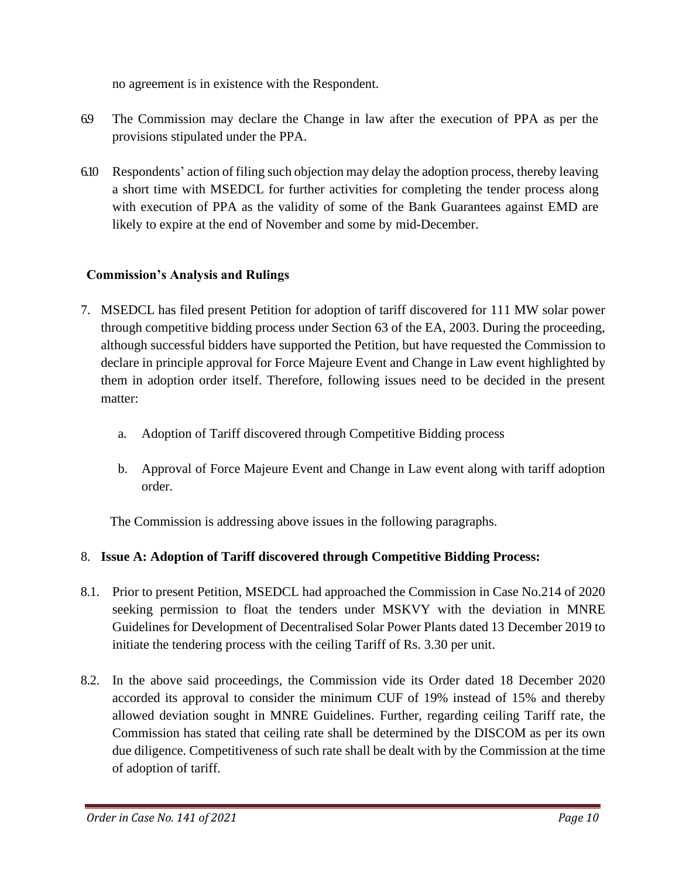no agreement is in existence with the Respondent.

6.9 The Commission may declare the Change in law after the execution of PPA as per the provisions stipulated under the PPA.

6.10 Respondents' action of filing such objection may delay the adoption process, thereby leaving a short time with MSEDCL for further activities for completing the tender process along with execution of PPA as the validity of some of the Bank Guarantees against EMD are likely to expire at the end of November and some by mid-December.

## Commission's Analysis and Rulings

7. MSEDCL has filed present Petition for adoption of tariff discovered for 111 MW solar power through competitive bidding process under Section 63 of the EA, 2003. During the proceeding, although successful bidders have supported the Petition, but have requested the Commission to declare in principle approval for Force Majeure Event and Change in Law event highlighted by them in adoption order itself. Therefore, following issues need to be decided in the present matter:

   a. Adoption of Tariff discovered through Competitive Bidding process

   b. Approval of Force Majeure Event and Change in Law event along with tariff adoption order.

   The Commission is addressing above issues in the following paragraphs.

8. **Issue A: Adoption of Tariff discovered through Competitive Bidding Process:**

8.1. Prior to present Petition, MSEDCL had approached the Commission in Case No.214 of 2020 seeking permission to float the tenders under MSKVY with the deviation in MNRE Guidelines for Development of Decentralised Solar Power Plants dated 13 December 2019 to initiate the tendering process with the ceiling Tariff of Rs. 3.30 per unit.

8.2. In the above said proceedings, the Commission vide its Order dated 18 December 2020 accorded its approval to consider the minimum CUF of 19% instead of 15% and thereby allowed deviation sought in MNRE Guidelines. Further, regarding ceiling Tariff rate, the Commission has stated that ceiling rate shall be determined by the DISCOM as per its own due diligence. Competitiveness of such rate shall be dealt with by the Commission at the time of adoption of tariff.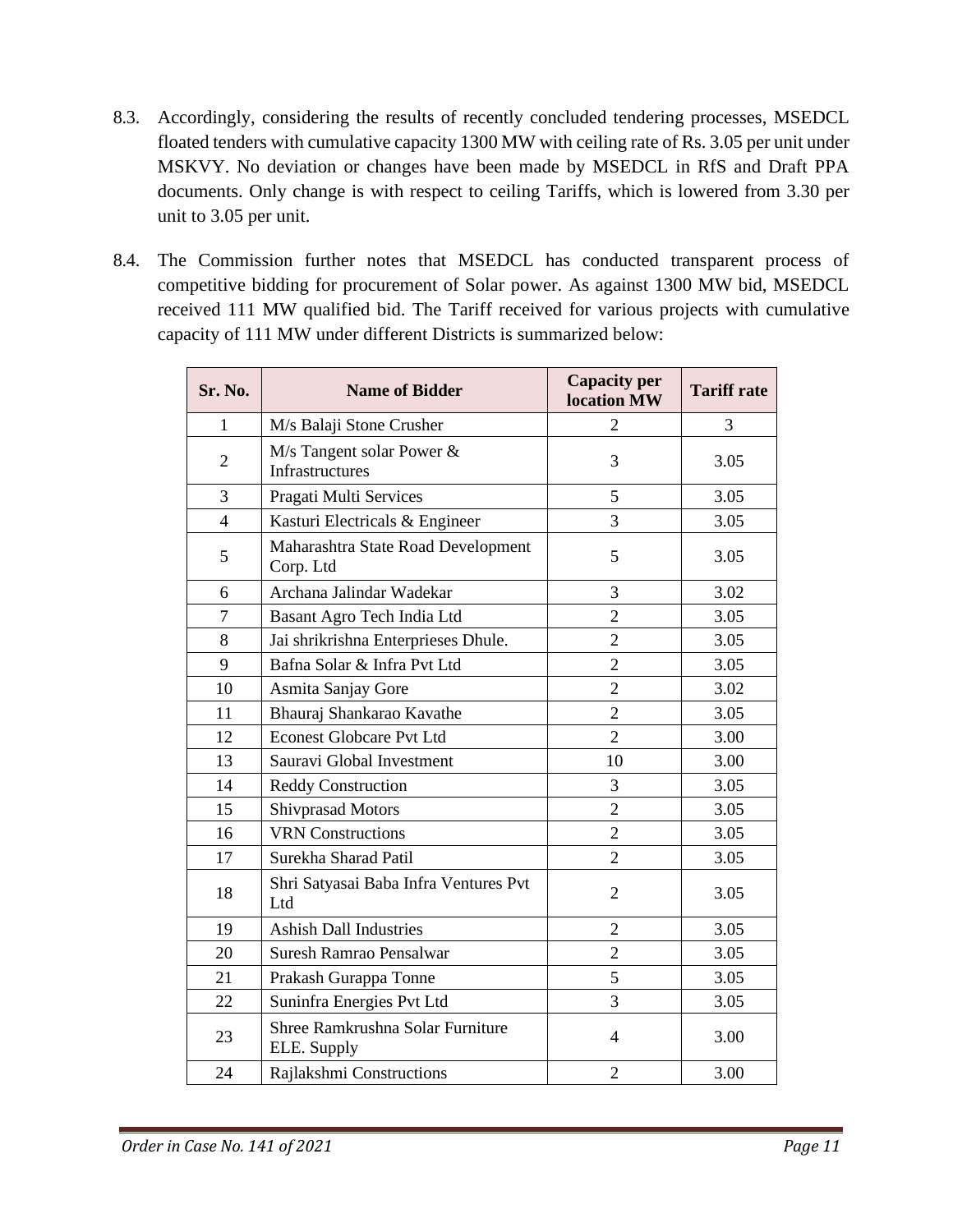8.3. Accordingly, considering the results of recently concluded tendering processes, MSEDCL floated tenders with cumulative capacity 1300 MW with ceiling rate of Rs. 3.05 per unit under MSKVY. No deviation or changes have been made by MSEDCL in RfS and Draft PPA documents. Only change is with respect to ceiling Tariffs, which is lowered from 3.30 per unit to 3.05 per unit.

8.4. The Commission further notes that MSEDCL has conducted transparent process of competitive bidding for procurement of Solar power. As against 1300 MW bid, MSEDCL received 111 MW qualified bid. The Tariff received for various projects with cumulative capacity of 111 MW under different Districts is summarized below:

| Sr. No. | Name of Bidder | Capacity per location MW | Tariff rate |
|---|---|---|---|
| 1 | M/s Balaji Stone Crusher | 2 | 3 |
| 2 | M/s Tangent solar Power & Infrastructures | 3 | 3.05 |
| 3 | Pragati Multi Services | 5 | 3.05 |
| 4 | Kasturi Electricals & Engineer | 3 | 3.05 |
| 5 | Maharashtra State Road Development Corp. Ltd | 5 | 3.05 |
| 6 | Archana Jalindar Wadekar | 3 | 3.02 |
| 7 | Basant Agro Tech India Ltd | 2 | 3.05 |
| 8 | Jai shrikrishna Enterprieses Dhule. | 2 | 3.05 |
| 9 | Bafna Solar & Infra Pvt Ltd | 2 | 3.05 |
| 10 | Asmita Sanjay Gore | 2 | 3.02 |
| 11 | Bhauraj Shankarao Kavathe | 2 | 3.05 |
| 12 | Econest Globcare Pvt Ltd | 2 | 3.00 |
| 13 | Sauravi Global Investment | 10 | 3.00 |
| 14 | Reddy Construction | 3 | 3.05 |
| 15 | Shivprasad Motors | 2 | 3.05 |
| 16 | VRN Constructions | 2 | 3.05 |
| 17 | Surekha Sharad Patil | 2 | 3.05 |
| 18 | Shri Satyasai Baba Infra Ventures Pvt Ltd | 2 | 3.05 |
| 19 | Ashish Dall Industries | 2 | 3.05 |
| 20 | Suresh Ramrao Pensalwar | 2 | 3.05 |
| 21 | Prakash Gurappa Tonne | 5 | 3.05 |
| 22 | Suninfra Energies Pvt Ltd | 3 | 3.05 |
| 23 | Shree Ramkrushna Solar Furniture ELE. Supply | 4 | 3.00 |
| 24 | Rajlakshmi Constructions | 2 | 3.00 |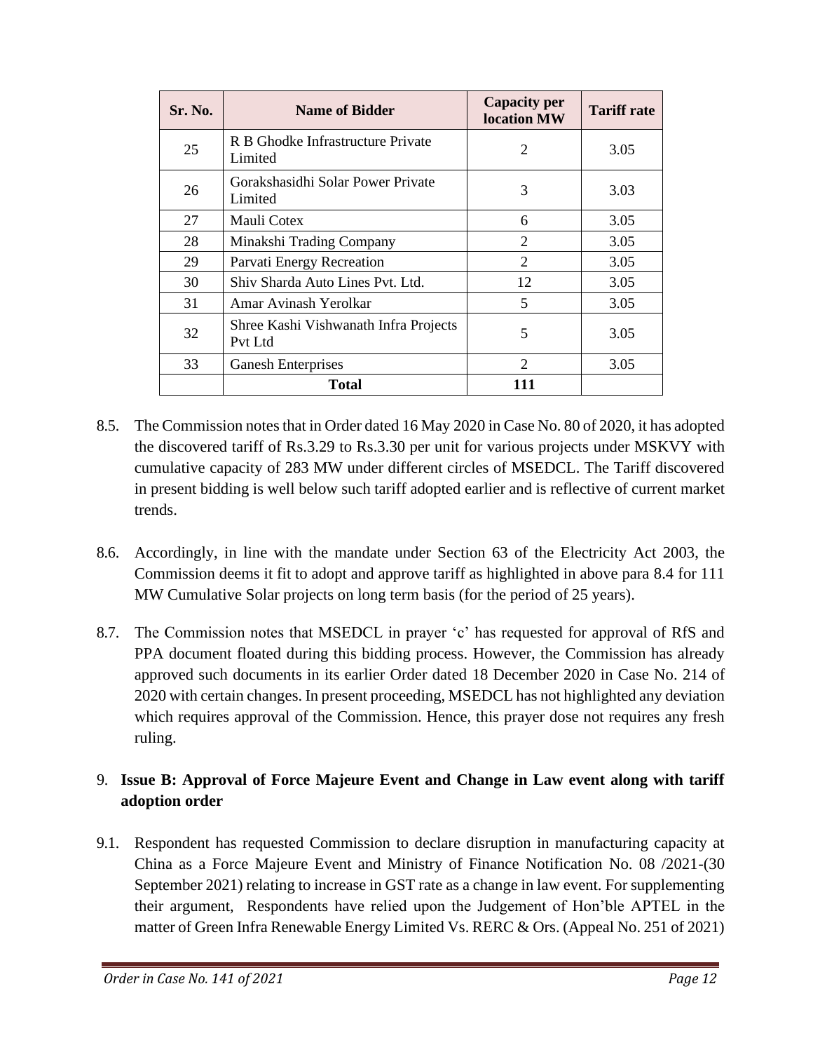| Sr. No. | Name of Bidder | Capacity per location MW | Tariff rate |
|---|---|---|---|
| 25 | R B Ghodke Infrastructure Private Limited | 2 | 3.05 |
| 26 | Gorakshasidhi Solar Power Private Limited | 3 | 3.03 |
| 27 | Mauli Cotex | 6 | 3.05 |
| 28 | Minakshi Trading Company | 2 | 3.05 |
| 29 | Parvati Energy Recreation | 2 | 3.05 |
| 30 | Shiv Sharda Auto Lines Pvt. Ltd. | 12 | 3.05 |
| 31 | Amar Avinash Yerolkar | 5 | 3.05 |
| 32 | Shree Kashi Vishwanath Infra Projects Pvt Ltd | 5 | 3.05 |
| 33 | Ganesh Enterprises | 2 | 3.05 |
| | **Total** | **111** | |

8.5. The Commission notes that in Order dated 16 May 2020 in Case No. 80 of 2020, it has adopted the discovered tariff of Rs.3.29 to Rs.3.30 per unit for various projects under MSKVY with cumulative capacity of 283 MW under different circles of MSEDCL. The Tariff discovered in present bidding is well below such tariff adopted earlier and is reflective of current market trends.

8.6. Accordingly, in line with the mandate under Section 63 of the Electricity Act 2003, the Commission deems it fit to adopt and approve tariff as highlighted in above para 8.4 for 111 MW Cumulative Solar projects on long term basis (for the period of 25 years).

8.7. The Commission notes that MSEDCL in prayer 'c' has requested for approval of RfS and PPA document floated during this bidding process. However, the Commission has already approved such documents in its earlier Order dated 18 December 2020 in Case No. 214 of 2020 with certain changes. In present proceeding, MSEDCL has not highlighted any deviation which requires approval of the Commission. Hence, this prayer dose not requires any fresh ruling.

9. **Issue B: Approval of Force Majeure Event and Change in Law event along with tariff adoption order**

9.1. Respondent has requested Commission to declare disruption in manufacturing capacity at China as a Force Majeure Event and Ministry of Finance Notification No. 08 /2021-(30 September 2021) relating to increase in GST rate as a change in law event. For supplementing their argument, Respondents have relied upon the Judgement of Hon'ble APTEL in the matter of Green Infra Renewable Energy Limited Vs. RERC & Ors. (Appeal No. 251 of 2021)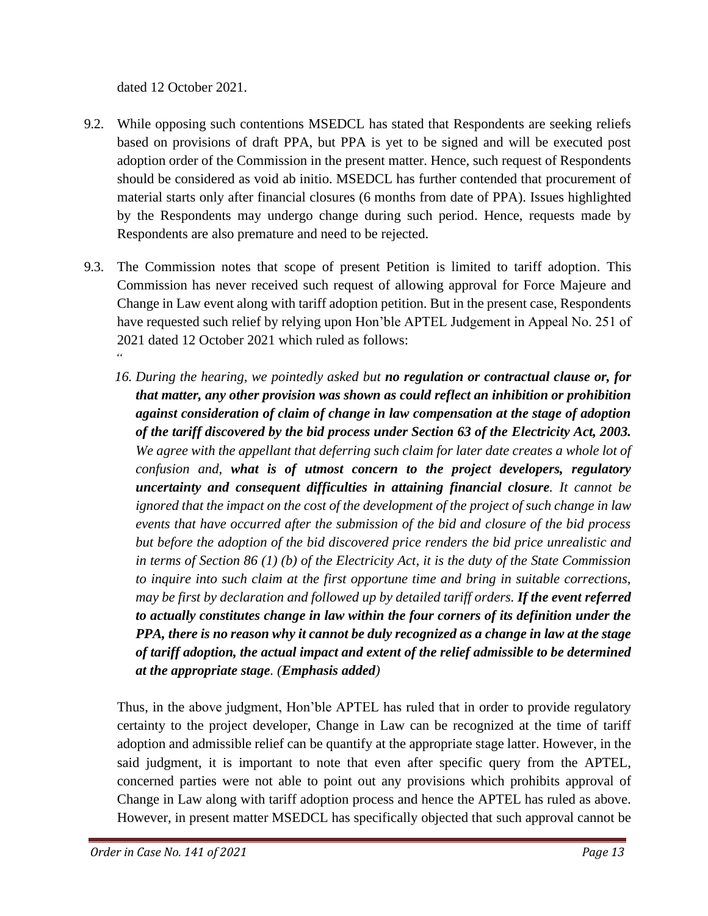dated 12 October 2021.

9.2. While opposing such contentions MSEDCL has stated that Respondents are seeking reliefs based on provisions of draft PPA, but PPA is yet to be signed and will be executed post adoption order of the Commission in the present matter. Hence, such request of Respondents should be considered as void ab initio. MSEDCL has further contended that procurement of material starts only after financial closures (6 months from date of PPA). Issues highlighted by the Respondents may undergo change during such period. Hence, requests made by Respondents are also premature and need to be rejected.

9.3. The Commission notes that scope of present Petition is limited to tariff adoption. This Commission has never received such request of allowing approval for Force Majeure and Change in Law event along with tariff adoption petition. But in the present case, Respondents have requested such relief by relying upon Hon'ble APTEL Judgement in Appeal No. 251 of 2021 dated 12 October 2021 which ruled as follows:

"

> *16. During the hearing, we pointedly asked but **no regulation or contractual clause or, for that matter, any other provision was shown as could reflect an inhibition or prohibition against consideration of claim of change in law compensation at the stage of adoption of the tariff discovered by the bid process under Section 63 of the Electricity Act, 2003.** We agree with the appellant that deferring such claim for later date creates a whole lot of confusion and, **what is of utmost concern to the project developers, regulatory uncertainty and consequent difficulties in attaining financial closure**. It cannot be ignored that the impact on the cost of the development of the project of such change in law events that have occurred after the submission of the bid and closure of the bid process but before the adoption of the bid discovered price renders the bid price unrealistic and in terms of Section 86 (1) (b) of the Electricity Act, it is the duty of the State Commission to inquire into such claim at the first opportune time and bring in suitable corrections, may be first by declaration and followed up by detailed tariff orders. **If the event referred to actually constitutes change in law within the four corners of its definition under the PPA, there is no reason why it cannot be duly recognized as a change in law at the stage of tariff adoption, the actual impact and extent of the relief admissible to be determined at the appropriate stage**. (**Emphasis added**)*

Thus, in the above judgment, Hon'ble APTEL has ruled that in order to provide regulatory certainty to the project developer, Change in Law can be recognized at the time of tariff adoption and admissible relief can be quantify at the appropriate stage latter. However, in the said judgment, it is important to note that even after specific query from the APTEL, concerned parties were not able to point out any provisions which prohibits approval of Change in Law along with tariff adoption process and hence the APTEL has ruled as above. However, in present matter MSEDCL has specifically objected that such approval cannot be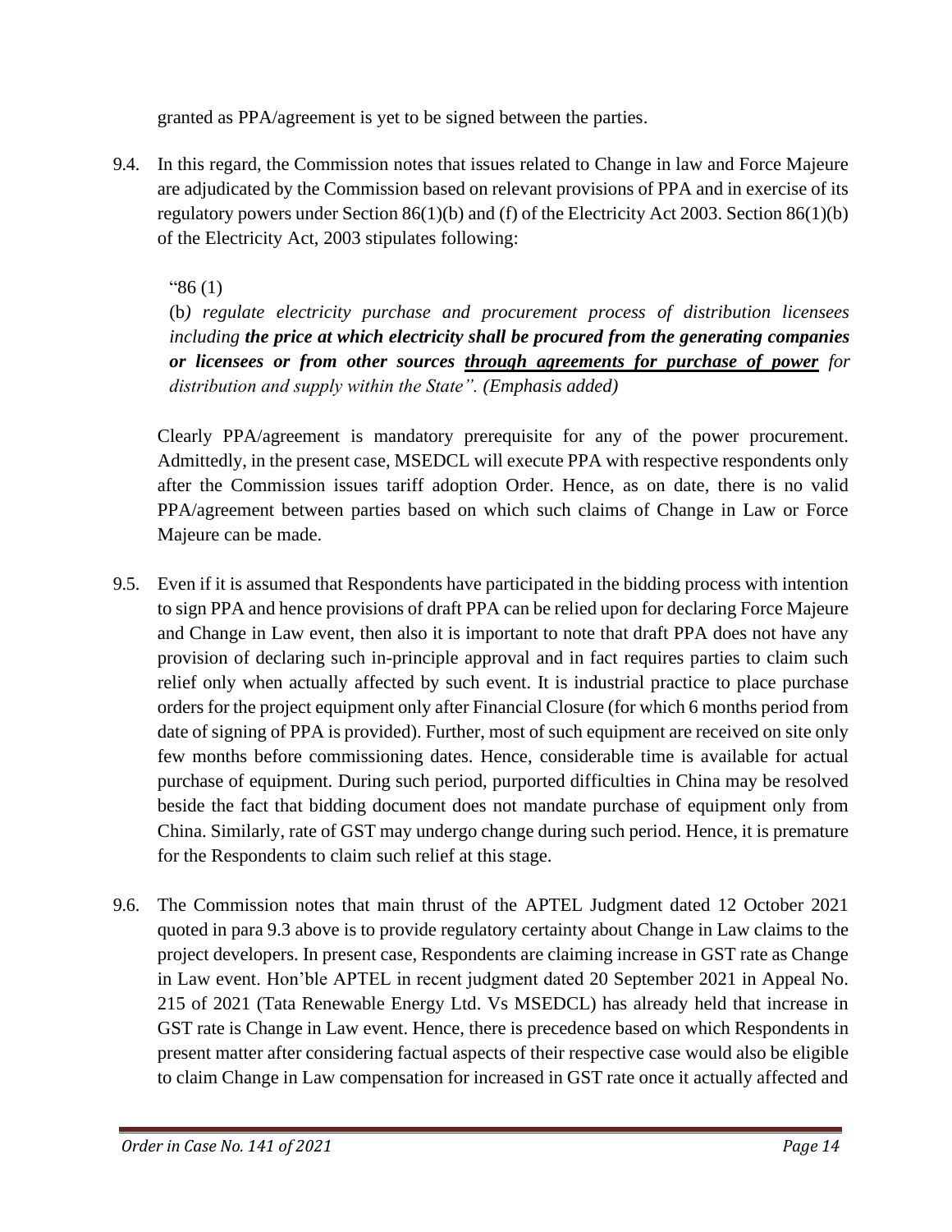granted as PPA/agreement is yet to be signed between the parties.

9.4. In this regard, the Commission notes that issues related to Change in law and Force Majeure are adjudicated by the Commission based on relevant provisions of PPA and in exercise of its regulatory powers under Section 86(1)(b) and (f) of the Electricity Act 2003. Section 86(1)(b) of the Electricity Act, 2003 stipulates following:

> "86 (1)
>
> (b*) regulate electricity purchase and procurement process of distribution licensees including* ***the price at which electricity shall be procured from the generating companies or licensees or from other sources <u>through agreements for purchase of power</u>*** *for distribution and supply within the State". (Emphasis added)*

Clearly PPA/agreement is mandatory prerequisite for any of the power procurement. Admittedly, in the present case, MSEDCL will execute PPA with respective respondents only after the Commission issues tariff adoption Order. Hence, as on date, there is no valid PPA/agreement between parties based on which such claims of Change in Law or Force Majeure can be made.

9.5. Even if it is assumed that Respondents have participated in the bidding process with intention to sign PPA and hence provisions of draft PPA can be relied upon for declaring Force Majeure and Change in Law event, then also it is important to note that draft PPA does not have any provision of declaring such in-principle approval and in fact requires parties to claim such relief only when actually affected by such event. It is industrial practice to place purchase orders for the project equipment only after Financial Closure (for which 6 months period from date of signing of PPA is provided). Further, most of such equipment are received on site only few months before commissioning dates. Hence, considerable time is available for actual purchase of equipment. During such period, purported difficulties in China may be resolved beside the fact that bidding document does not mandate purchase of equipment only from China. Similarly, rate of GST may undergo change during such period. Hence, it is premature for the Respondents to claim such relief at this stage.

9.6. The Commission notes that main thrust of the APTEL Judgment dated 12 October 2021 quoted in para 9.3 above is to provide regulatory certainty about Change in Law claims to the project developers. In present case, Respondents are claiming increase in GST rate as Change in Law event. Hon'ble APTEL in recent judgment dated 20 September 2021 in Appeal No. 215 of 2021 (Tata Renewable Energy Ltd. Vs MSEDCL) has already held that increase in GST rate is Change in Law event. Hence, there is precedence based on which Respondents in present matter after considering factual aspects of their respective case would also be eligible to claim Change in Law compensation for increased in GST rate once it actually affected and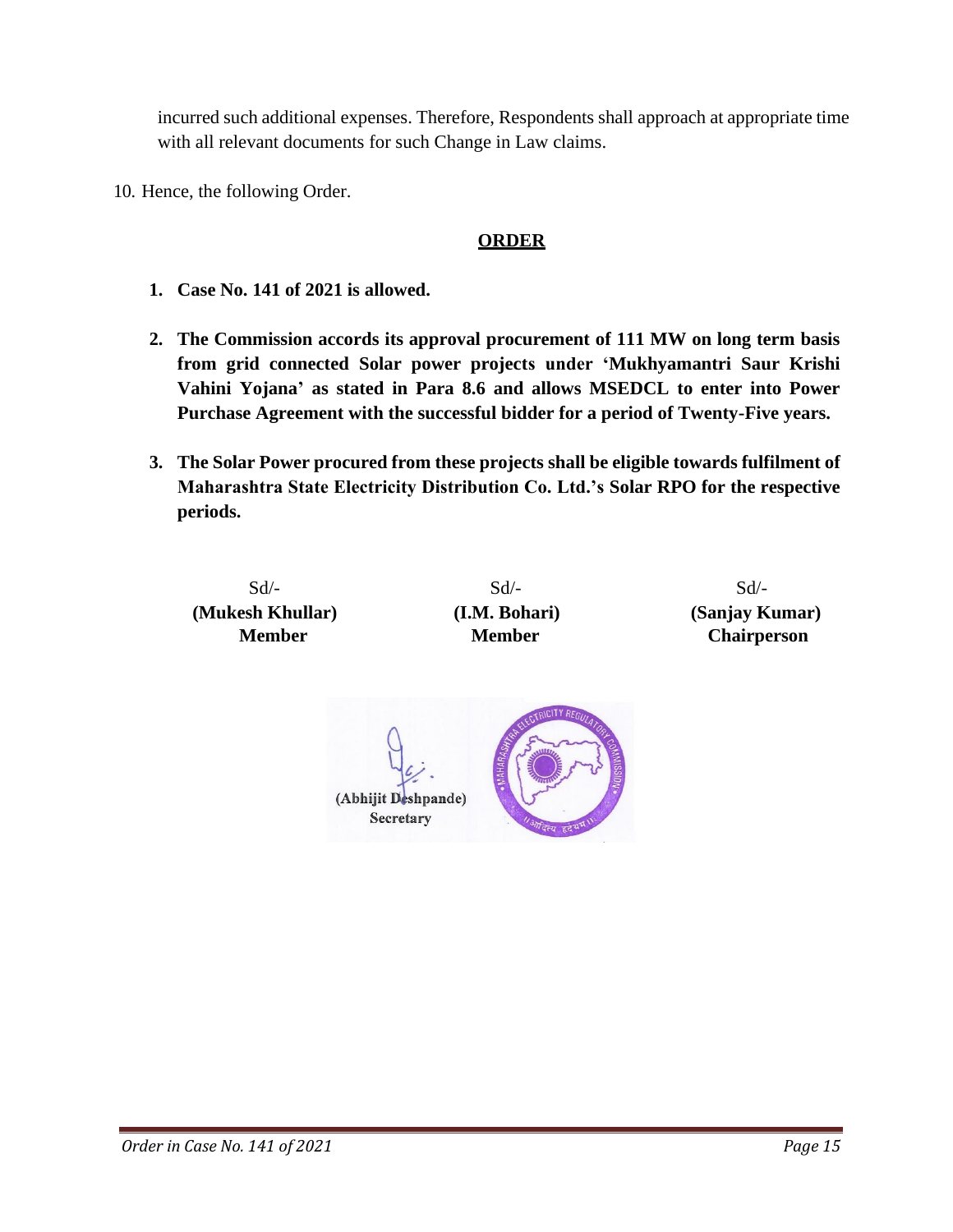incurred such additional expenses. Therefore, Respondents shall approach at appropriate time with all relevant documents for such Change in Law claims.

10. Hence, the following Order.

## ORDER

1. **Case No. 141 of 2021 is allowed.**

2. **The Commission accords its approval procurement of 111 MW on long term basis from grid connected Solar power projects under 'Mukhyamantri Saur Krishi Vahini Yojana' as stated in Para 8.6 and allows MSEDCL to enter into Power Purchase Agreement with the successful bidder for a period of Twenty-Five years.**

3. **The Solar Power procured from these projects shall be eligible towards fulfilment of Maharashtra State Electricity Distribution Co. Ltd.'s Solar RPO for the respective periods.**

| Sd/- | Sd/- | Sd/- |
|---|---|---|
| **(Mukesh Khullar)** | **(I.M. Bohari)** | **(Sanjay Kumar)** |
| **Member** | **Member** | **Chairperson** |

(Abhijit Deshpande)
Secretary